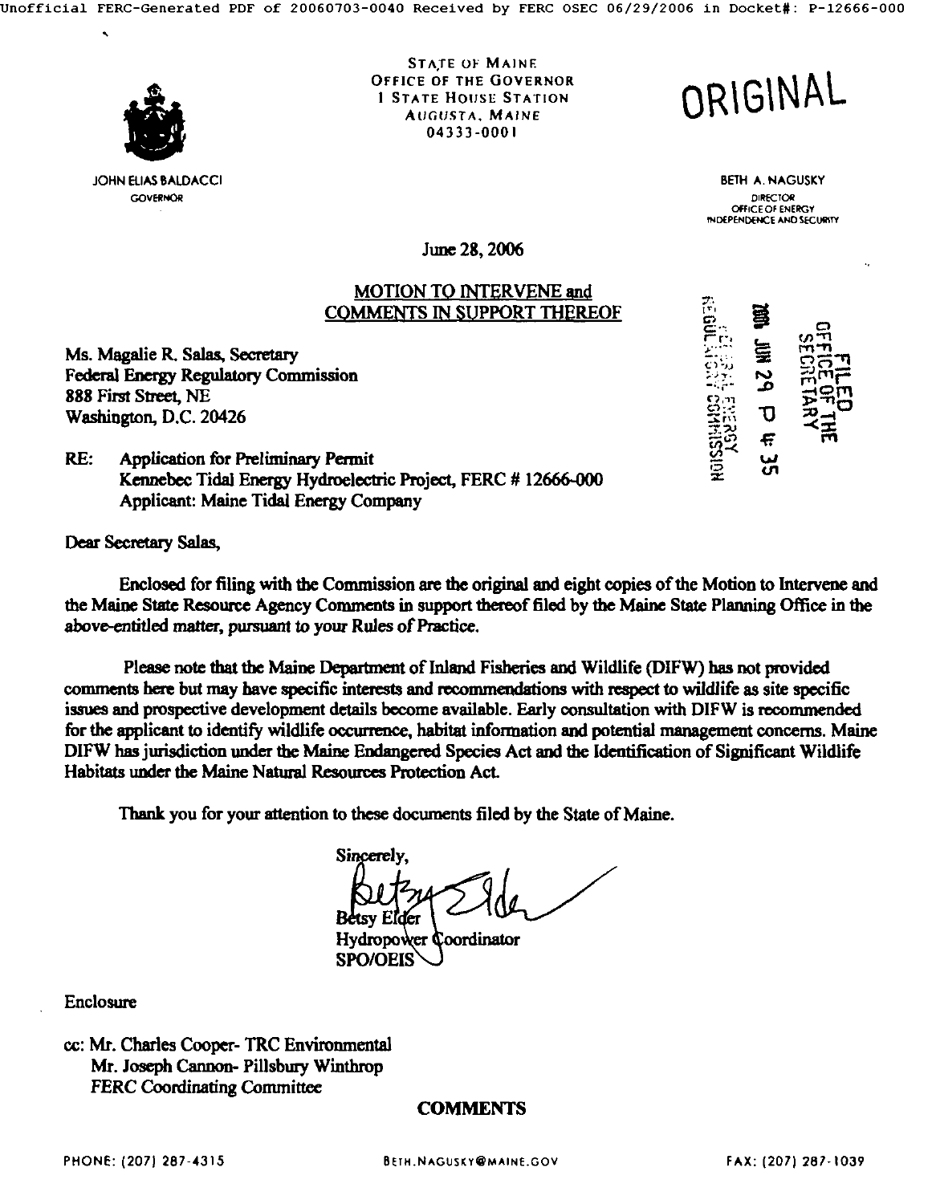STATE OF MAINE
OFFICE OF THE GOVERNOR
1 STATE HOUSE STATION
AUGUSTA, MAINE
04333-0001

ORIGINAL

JOHN ELIAS BALDACCI
GOVERNOR

BETH A. NAGUSKY
DIRECTOR
OFFICE OF ENERGY
INDEPENDENCE AND SECURITY

June 28, 2006

**MOTION TO INTERVENE and COMMENTS IN SUPPORT THEREOF**

FILED
OFFICE OF THE SECRETARY
2006 JUN 29 P 4:35
FEDERAL ENERGY REGULATORY COMMISSION

Ms. Magalie R. Salas, Secretary
Federal Energy Regulatory Commission
888 First Street, NE
Washington, D.C. 20426

RE: Application for Preliminary Permit
Kennebec Tidal Energy Hydroelectric Project, FERC # 12666-000
Applicant: Maine Tidal Energy Company

Dear Secretary Salas,

Enclosed for filing with the Commission are the original and eight copies of the Motion to Intervene and the Maine State Resource Agency Comments in support thereof filed by the Maine State Planning Office in the above-entitled matter, pursuant to your Rules of Practice.

Please note that the Maine Department of Inland Fisheries and Wildlife (DIFW) has not provided comments here but may have specific interests and recommendations with respect to wildlife as site specific issues and prospective development details become available. Early consultation with DIFW is recommended for the applicant to identify wildlife occurrence, habitat information and potential management concerns. Maine DIFW has jurisdiction under the Maine Endangered Species Act and the Identification of Significant Wildlife Habitats under the Maine Natural Resources Protection Act.

Thank you for your attention to these documents filed by the State of Maine.

Sincerely,

Betsy Elder
Hydropower Coordinator
SPO/OEIS

Enclosure

cc: Mr. Charles Cooper- TRC Environmental
Mr. Joseph Cannon- Pillsbury Winthrop
FERC Coordinating Committee

**COMMENTS**

PHONE: (207) 287-4315 BETH.NAGUSKY@MAINE.GOV FAX: (207) 287-1039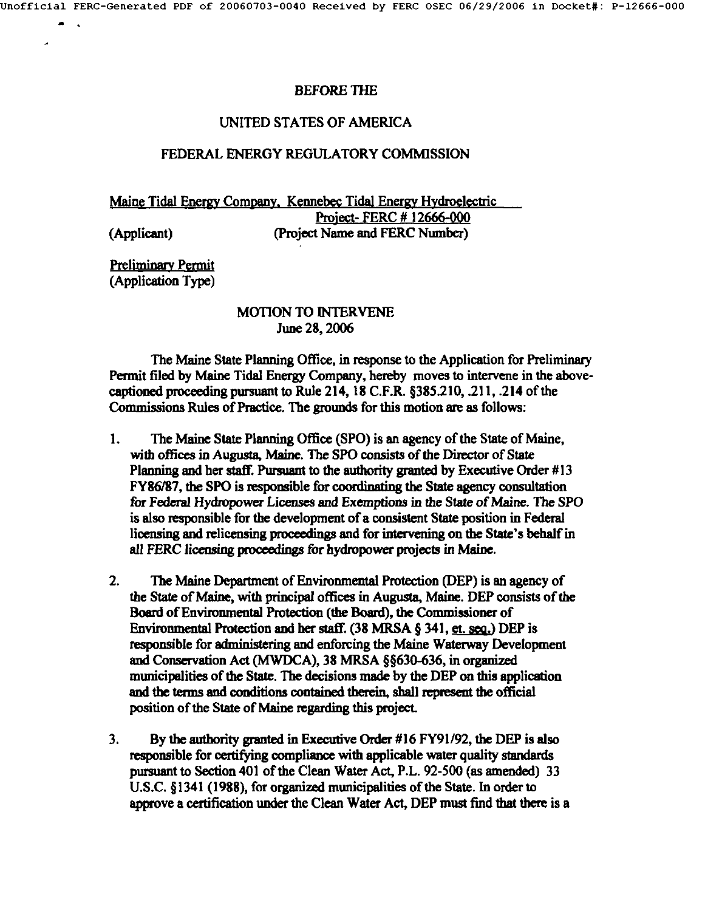BEFORE THE

UNITED STATES OF AMERICA

FEDERAL ENERGY REGULATORY COMMISSION

Maine Tidal Energy Company, Kennebec Tidal Energy Hydroelectric Project- FERC # 12666-000
(Applicant) (Project Name and FERC Number)

Preliminary Permit
(Application Type)

MOTION TO INTERVENE
June 28, 2006

The Maine State Planning Office, in response to the Application for Preliminary Permit filed by Maine Tidal Energy Company, hereby moves to intervene in the above-captioned proceeding pursuant to Rule 214, 18 C.F.R. §385.210, .211, .214 of the Commissions Rules of Practice. The grounds for this motion are as follows:

1. The Maine State Planning Office (SPO) is an agency of the State of Maine, with offices in Augusta, Maine. The SPO consists of the Director of State Planning and her staff. Pursuant to the authority granted by Executive Order #13 FY86/87, the SPO is responsible for coordinating the State agency consultation for Federal Hydropower Licenses and Exemptions in the State of Maine. The SPO is also responsible for the development of a consistent State position in Federal licensing and relicensing proceedings and for intervening on the State's behalf in all FERC licensing proceedings for hydropower projects in Maine.

2. The Maine Department of Environmental Protection (DEP) is an agency of the State of Maine, with principal offices in Augusta, Maine. DEP consists of the Board of Environmental Protection (the Board), the Commissioner of Environmental Protection and her staff. (38 MRSA § 341, et. seq.) DEP is responsible for administering and enforcing the Maine Waterway Development and Conservation Act (MWDCA), 38 MRSA §§630-636, in organized municipalities of the State. The decisions made by the DEP on this application and the terms and conditions contained therein, shall represent the official position of the State of Maine regarding this project.

3. By the authority granted in Executive Order #16 FY91/92, the DEP is also responsible for certifying compliance with applicable water quality standards pursuant to Section 401 of the Clean Water Act, P.L. 92-500 (as amended) 33 U.S.C. §1341 (1988), for organized municipalities of the State. In order to approve a certification under the Clean Water Act, DEP must find that there is a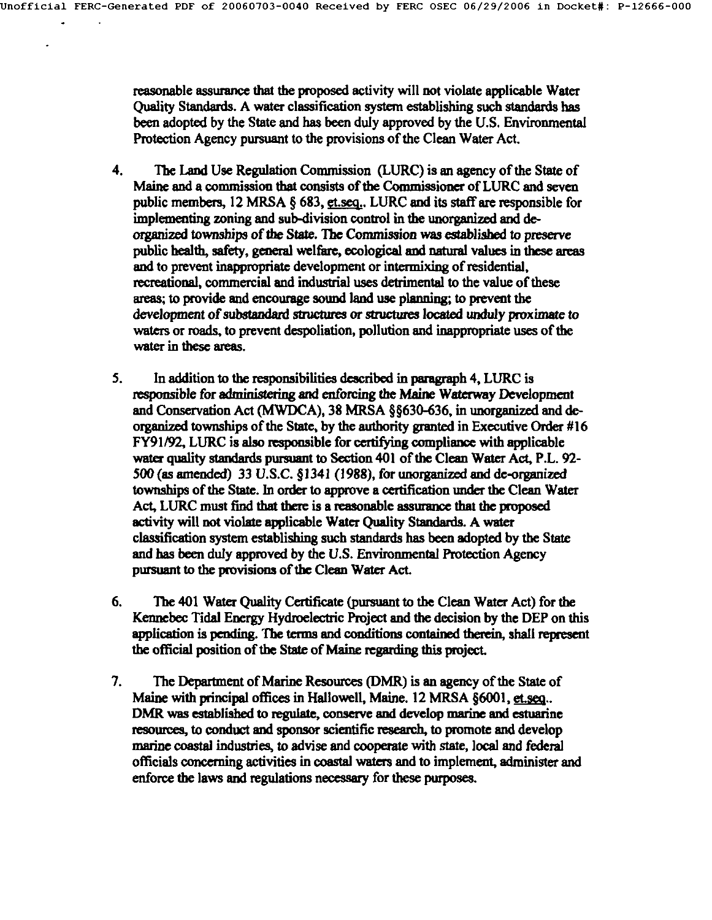reasonable assurance that the proposed activity will not violate applicable Water Quality Standards. A water classification system establishing such standards has been adopted by the State and has been duly approved by the U.S. Environmental Protection Agency pursuant to the provisions of the Clean Water Act.

4. The Land Use Regulation Commission (LURC) is an agency of the State of Maine and a commission that consists of the Commissioner of LURC and seven public members, 12 MRSA § 683, et.seq.. LURC and its staff are responsible for implementing zoning and sub-division control in the unorganized and de-organized townships of the State. The Commission was established to preserve public health, safety, general welfare, ecological and natural values in these areas and to prevent inappropriate development or intermixing of residential, recreational, commercial and industrial uses detrimental to the value of these areas; to provide and encourage sound land use planning; to prevent the development of substandard structures or structures located unduly proximate to waters or roads, to prevent despoliation, pollution and inappropriate uses of the water in these areas.

5. In addition to the responsibilities described in paragraph 4, LURC is responsible for administering and enforcing the Maine Waterway Development and Conservation Act (MWDCA), 38 MRSA §§630-636, in unorganized and de-organized townships of the State, by the authority granted in Executive Order #16 FY91/92, LURC is also responsible for certifying compliance with applicable water quality standards pursuant to Section 401 of the Clean Water Act, P.L. 92-500 (as amended) 33 U.S.C. §1341 (1988), for unorganized and de-organized townships of the State. In order to approve a certification under the Clean Water Act, LURC must find that there is a reasonable assurance that the proposed activity will not violate applicable Water Quality Standards. A water classification system establishing such standards has been adopted by the State and has been duly approved by the U.S. Environmental Protection Agency pursuant to the provisions of the Clean Water Act.

6. The 401 Water Quality Certificate (pursuant to the Clean Water Act) for the Kennebec Tidal Energy Hydroelectric Project and the decision by the DEP on this application is pending. The terms and conditions contained therein, shall represent the official position of the State of Maine regarding this project.

7. The Department of Marine Resources (DMR) is an agency of the State of Maine with principal offices in Hallowell, Maine. 12 MRSA §6001, et.seq.. DMR was established to regulate, conserve and develop marine and estuarine resources, to conduct and sponsor scientific research, to promote and develop marine coastal industries, to advise and cooperate with state, local and federal officials concerning activities in coastal waters and to implement, administer and enforce the laws and regulations necessary for these purposes.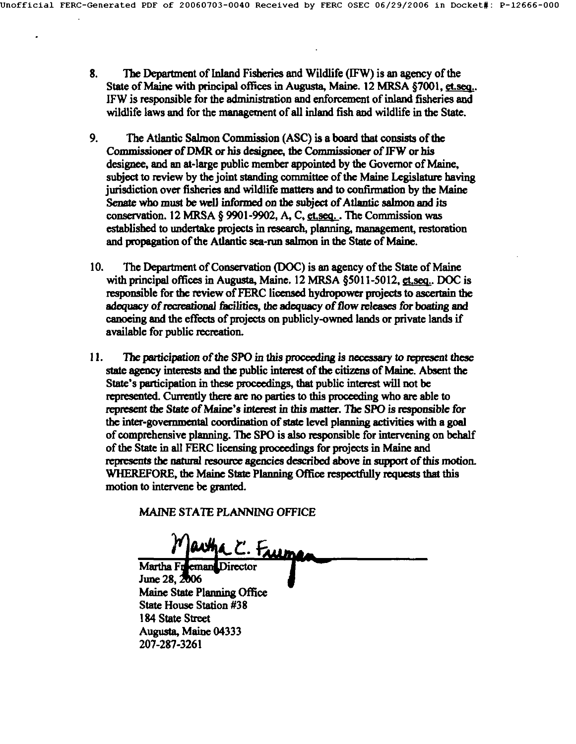8. The Department of Inland Fisheries and Wildlife (IFW) is an agency of the State of Maine with principal offices in Augusta, Maine. 12 MRSA §7001, et.seq.. IFW is responsible for the administration and enforcement of inland fisheries and wildlife laws and for the management of all inland fish and wildlife in the State.

9. The Atlantic Salmon Commission (ASC) is a board that consists of the Commissioner of DMR or his designee, the Commissioner of IFW or his designee, and an at-large public member appointed by the Governor of Maine, subject to review by the joint standing committee of the Maine Legislature having jurisdiction over fisheries and wildlife matters and to confirmation by the Maine Senate who must be well informed on the subject of Atlantic salmon and its conservation. 12 MRSA § 9901-9902, A, C, et.seq. . The Commission was established to undertake projects in research, planning, management, restoration and propagation of the Atlantic sea-run salmon in the State of Maine.

10. The Department of Conservation (DOC) is an agency of the State of Maine with principal offices in Augusta, Maine. 12 MRSA §5011-5012, et.seq.. DOC is responsible for the review of FERC licensed hydropower projects to ascertain the adequacy of recreational facilities, the adequacy of flow releases for boating and canoeing and the effects of projects on publicly-owned lands or private lands if available for public recreation.

11. The participation of the SPO in this proceeding is necessary to represent these state agency interests and the public interest of the citizens of Maine. Absent the State's participation in these proceedings, that public interest will not be represented. Currently there are no parties to this proceeding who are able to represent the State of Maine's interest in this matter. The SPO is responsible for the inter-governmental coordination of state level planning activities with a goal of comprehensive planning. The SPO is also responsible for intervening on behalf of the State in all FERC licensing proceedings for projects in Maine and represents the natural resource agencies described above in support of this motion. WHEREFORE, the Maine State Planning Office respectfully requests that this motion to intervene be granted.

MAINE STATE PLANNING OFFICE

Martha E. Freeman

Martha Freeman, Director
June 28, 2006
Maine State Planning Office
State House Station #38
184 State Street
Augusta, Maine 04333
207-287-3261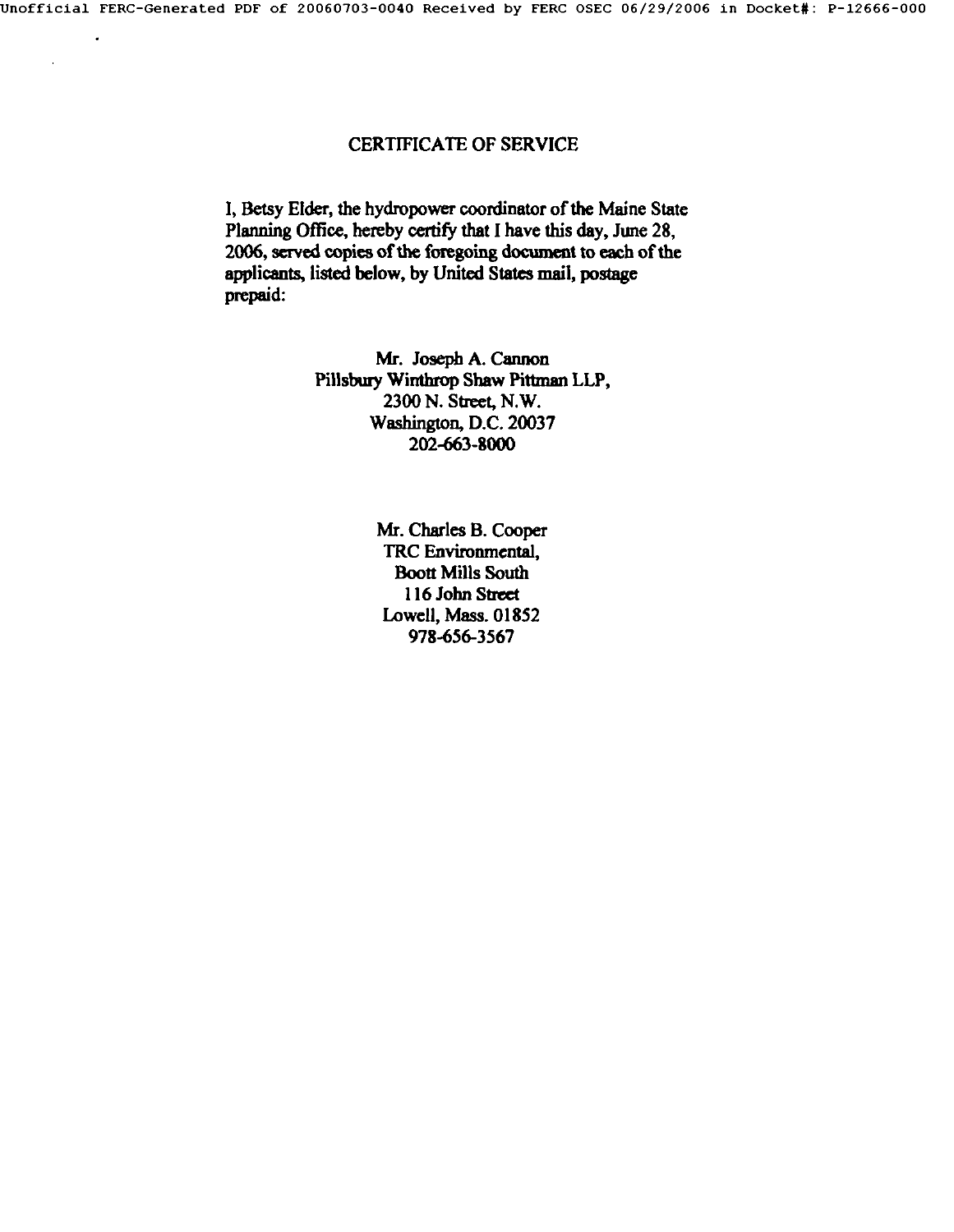# CERTIFICATE OF SERVICE

I, Betsy Elder, the hydropower coordinator of the Maine State Planning Office, hereby certify that I have this day, June 28, 2006, served copies of the foregoing document to each of the applicants, listed below, by United States mail, postage prepaid:

Mr. Joseph A. Cannon
Pillsbury Winthrop Shaw Pittman LLP,
2300 N. Street, N.W.
Washington, D.C. 20037
202-663-8000

Mr. Charles B. Cooper
TRC Environmental,
Boott Mills South
116 John Street
Lowell, Mass. 01852
978-656-3567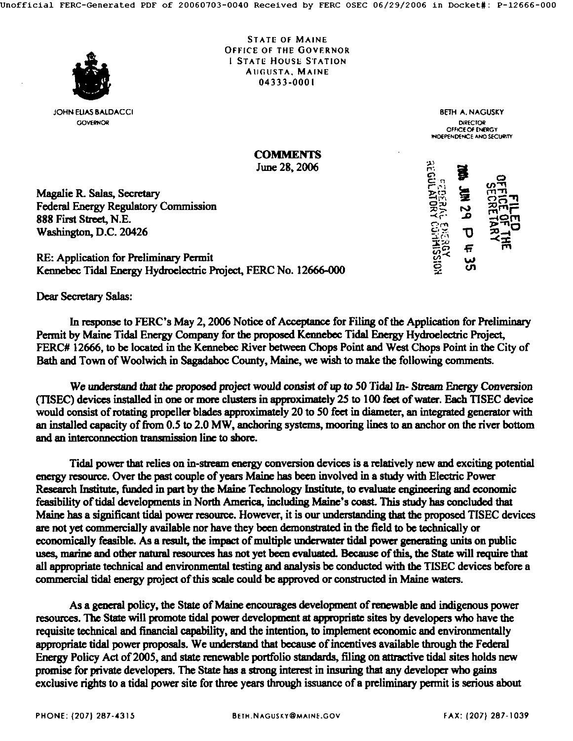STATE OF MAINE
OFFICE OF THE GOVERNOR
1 STATE HOUSE STATION
AUGUSTA, MAINE
04333-0001

JOHN ELIAS BALDACCI
GOVERNOR

BETH A. NAGUSKY
DIRECTOR
OFFICE OF ENERGY
INDEPENDENCE AND SECURITY

**COMMENTS**
June 28, 2006

FILED
OFFICE OF THE
SECRETARY
2006 JUN 29 P 4:35
FEDERAL ENERGY
REGULATORY COMMISSION

Magalie R. Salas, Secretary
Federal Energy Regulatory Commission
888 First Street, N.E.
Washington, D.C. 20426

RE: Application for Preliminary Permit
Kennebec Tidal Energy Hydroelectric Project, FERC No. 12666-000

Dear Secretary Salas:

In response to FERC's May 2, 2006 Notice of Acceptance for Filing of the Application for Preliminary Permit by Maine Tidal Energy Company for the proposed Kennebec Tidal Energy Hydroelectric Project, FERC# 12666, to be located in the Kennebec River between Chops Point and West Chops Point in the City of Bath and Town of Woolwich in Sagadahoc County, Maine, we wish to make the following comments.

We understand that the proposed project would consist of up to 50 Tidal In- Stream Energy Conversion (TISEC) devices installed in one or more clusters in approximately 25 to 100 feet of water. Each TISEC device would consist of rotating propeller blades approximately 20 to 50 feet in diameter, an integrated generator with an installed capacity of from 0.5 to 2.0 MW, anchoring systems, mooring lines to an anchor on the river bottom and an interconnection transmission line to shore.

Tidal power that relies on in-stream energy conversion devices is a relatively new and exciting potential energy resource. Over the past couple of years Maine has been involved in a study with Electric Power Research Institute, funded in part by the Maine Technology Institute, to evaluate engineering and economic feasibility of tidal developments in North America, including Maine's coast. This study has concluded that Maine has a significant tidal power resource. However, it is our understanding that the proposed TISEC devices are not yet commercially available nor have they been demonstrated in the field to be technically or economically feasible. As a result, the impact of multiple underwater tidal power generating units on public uses, marine and other natural resources has not yet been evaluated. Because of this, the State will require that all appropriate technical and environmental testing and analysis be conducted with the TISEC devices before a commercial tidal energy project of this scale could be approved or constructed in Maine waters.

As a general policy, the State of Maine encourages development of renewable and indigenous power resources. The State will promote tidal power development at appropriate sites by developers who have the requisite technical and financial capability, and the intention, to implement economic and environmentally appropriate tidal power proposals. We understand that because of incentives available through the Federal Energy Policy Act of 2005, and state renewable portfolio standards, filing on attractive tidal sites holds new promise for private developers. The State has a strong interest in insuring that any developer who gains exclusive rights to a tidal power site for three years through issuance of a preliminary permit is serious about

PHONE: (207) 287-4315 BETH.NAGUSKY@MAINE.GOV FAX: (207) 287-1039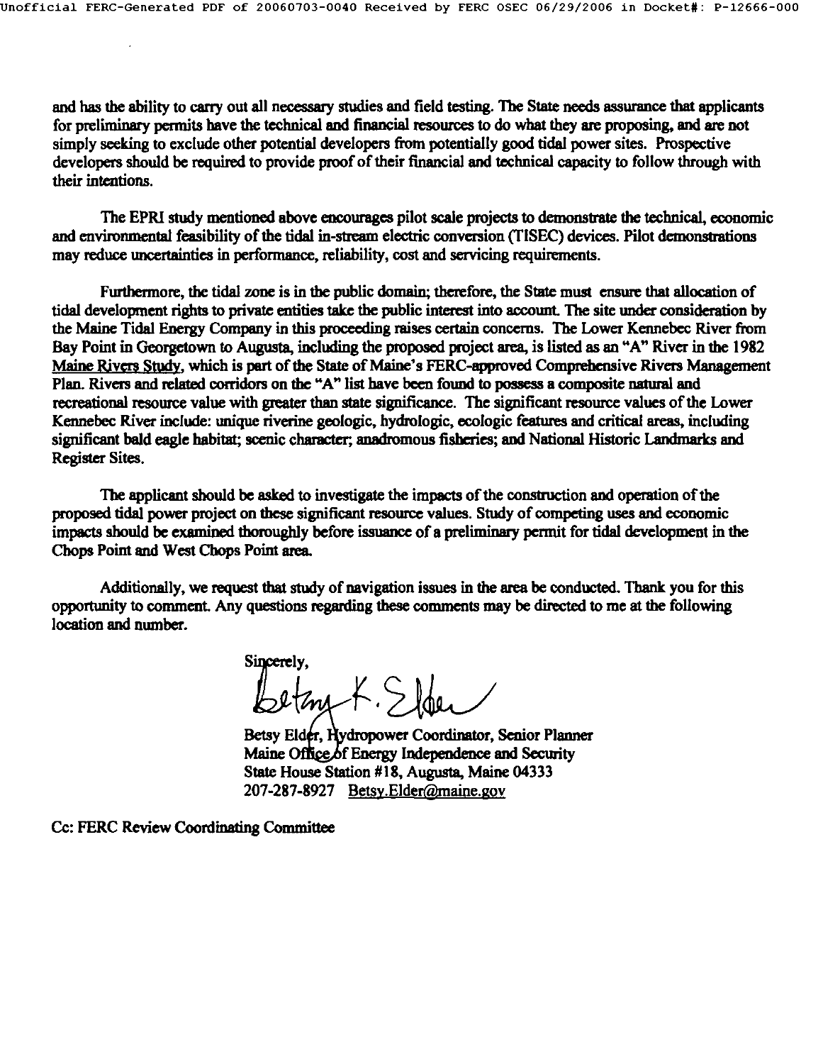and has the ability to carry out all necessary studies and field testing. The State needs assurance that applicants for preliminary permits have the technical and financial resources to do what they are proposing, and are not simply seeking to exclude other potential developers from potentially good tidal power sites. Prospective developers should be required to provide proof of their financial and technical capacity to follow through with their intentions.

The EPRI study mentioned above encourages pilot scale projects to demonstrate the technical, economic and environmental feasibility of the tidal in-stream electric conversion (TISEC) devices. Pilot demonstrations may reduce uncertainties in performance, reliability, cost and servicing requirements.

Furthermore, the tidal zone is in the public domain; therefore, the State must ensure that allocation of tidal development rights to private entities take the public interest into account. The site under consideration by the Maine Tidal Energy Company in this proceeding raises certain concerns. The Lower Kennebec River from Bay Point in Georgetown to Augusta, including the proposed project area, is listed as an "A" River in the 1982 Maine Rivers Study, which is part of the State of Maine's FERC-approved Comprehensive Rivers Management Plan. Rivers and related corridors on the "A" list have been found to possess a composite natural and recreational resource value with greater than state significance. The significant resource values of the Lower Kennebec River include: unique riverine geologic, hydrologic, ecologic features and critical areas, including significant bald eagle habitat; scenic character; anadromous fisheries; and National Historic Landmarks and Register Sites.

The applicant should be asked to investigate the impacts of the construction and operation of the proposed tidal power project on these significant resource values. Study of competing uses and economic impacts should be examined thoroughly before issuance of a preliminary permit for tidal development in the Chops Point and West Chops Point area.

Additionally, we request that study of navigation issues in the area be conducted. Thank you for this opportunity to comment. Any questions regarding these comments may be directed to me at the following location and number.

Sincerely,

Betsy K. Elder

Betsy Elder, Hydropower Coordinator, Senior Planner
Maine Office of Energy Independence and Security
State House Station #18, Augusta, Maine 04333
207-287-8927 Betsy.Elder@maine.gov

Cc: FERC Review Coordinating Committee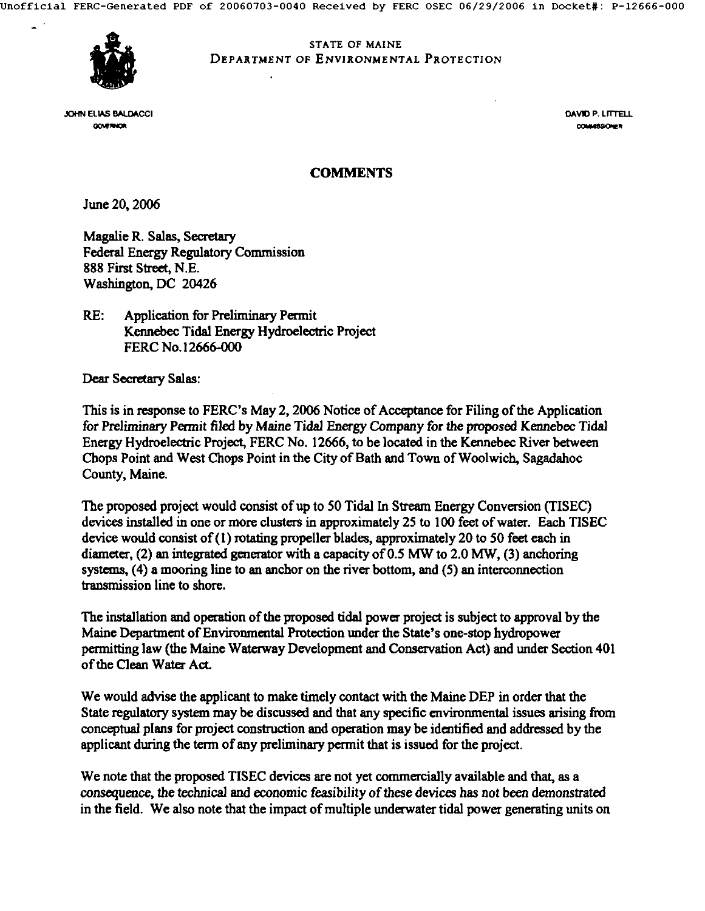STATE OF MAINE
DEPARTMENT OF ENVIRONMENTAL PROTECTION

JOHN ELIAS BALDACCI
GOVERNOR

DAVID P. LITTELL
COMMISSIONER

## COMMENTS

June 20, 2006

Magalie R. Salas, Secretary
Federal Energy Regulatory Commission
888 First Street, N.E.
Washington, DC 20426

RE: Application for Preliminary Permit
Kennebec Tidal Energy Hydroelectric Project
FERC No.12666-000

Dear Secretary Salas:

This is in response to FERC's May 2, 2006 Notice of Acceptance for Filing of the Application for Preliminary Permit filed by Maine Tidal Energy Company for the proposed Kennebec Tidal Energy Hydroelectric Project, FERC No. 12666, to be located in the Kennebec River between Chops Point and West Chops Point in the City of Bath and Town of Woolwich, Sagadahoc County, Maine.

The proposed project would consist of up to 50 Tidal In Stream Energy Conversion (TISEC) devices installed in one or more clusters in approximately 25 to 100 feet of water. Each TISEC device would consist of (1) rotating propeller blades, approximately 20 to 50 feet each in diameter, (2) an integrated generator with a capacity of 0.5 MW to 2.0 MW, (3) anchoring systems, (4) a mooring line to an anchor on the river bottom, and (5) an interconnection transmission line to shore.

The installation and operation of the proposed tidal power project is subject to approval by the Maine Department of Environmental Protection under the State's one-stop hydropower permitting law (the Maine Waterway Development and Conservation Act) and under Section 401 of the Clean Water Act.

We would advise the applicant to make timely contact with the Maine DEP in order that the State regulatory system may be discussed and that any specific environmental issues arising from conceptual plans for project construction and operation may be identified and addressed by the applicant during the term of any preliminary permit that is issued for the project.

We note that the proposed TISEC devices are not yet commercially available and that, as a consequence, the technical and economic feasibility of these devices has not been demonstrated in the field. We also note that the impact of multiple underwater tidal power generating units on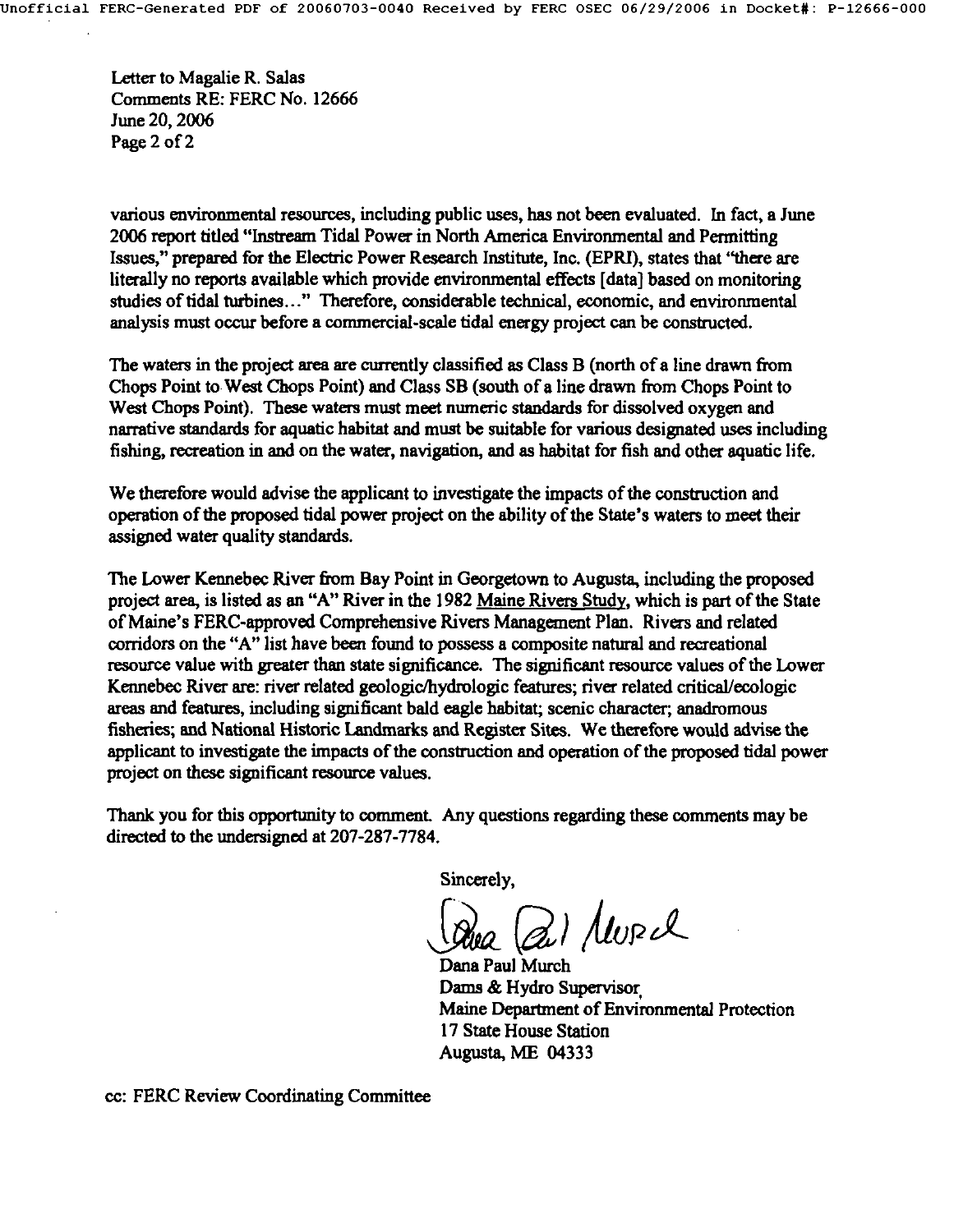Letter to Magalie R. Salas
Comments RE: FERC No. 12666
June 20, 2006
Page 2 of 2

various environmental resources, including public uses, has not been evaluated. In fact, a June 2006 report titled "Instream Tidal Power in North America Environmental and Permitting Issues," prepared for the Electric Power Research Institute, Inc. (EPRI), states that "there are literally no reports available which provide environmental effects [data] based on monitoring studies of tidal turbines…" Therefore, considerable technical, economic, and environmental analysis must occur before a commercial-scale tidal energy project can be constructed.

The waters in the project area are currently classified as Class B (north of a line drawn from Chops Point to West Chops Point) and Class SB (south of a line drawn from Chops Point to West Chops Point). These waters must meet numeric standards for dissolved oxygen and narrative standards for aquatic habitat and must be suitable for various designated uses including fishing, recreation in and on the water, navigation, and as habitat for fish and other aquatic life.

We therefore would advise the applicant to investigate the impacts of the construction and operation of the proposed tidal power project on the ability of the State's waters to meet their assigned water quality standards.

The Lower Kennebec River from Bay Point in Georgetown to Augusta, including the proposed project area, is listed as an "A" River in the 1982 Maine Rivers Study, which is part of the State of Maine's FERC-approved Comprehensive Rivers Management Plan. Rivers and related corridors on the "A" list have been found to possess a composite natural and recreational resource value with greater than state significance. The significant resource values of the Lower Kennebec River are: river related geologic/hydrologic features; river related critical/ecologic areas and features, including significant bald eagle habitat; scenic character; anadromous fisheries; and National Historic Landmarks and Register Sites. We therefore would advise the applicant to investigate the impacts of the construction and operation of the proposed tidal power project on these significant resource values.

Thank you for this opportunity to comment. Any questions regarding these comments may be directed to the undersigned at 207-287-7784.

Sincerely,

Dana Paul Murch
Dams & Hydro Supervisor
Maine Department of Environmental Protection
17 State House Station
Augusta, ME 04333

cc: FERC Review Coordinating Committee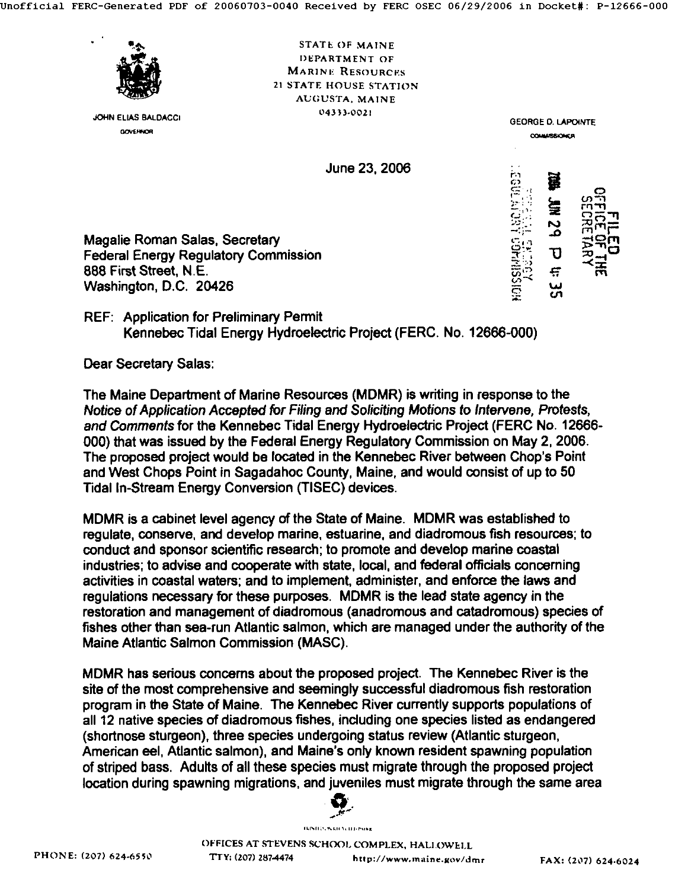STATE OF MAINE
DEPARTMENT OF
MARINE RESOURCES
21 STATE HOUSE STATION
AUGUSTA, MAINE
04333-0021

JOHN ELIAS BALDACCI
GOVERNOR

GEORGE D. LAPOINTE
COMMISSIONER

June 23, 2006

FILED
OFFICE OF THE
SECRETARY
2006 JUN 29 P 4: 35
FEDERAL ENERGY
REGULATORY COMMISSION

Magalie Roman Salas, Secretary
Federal Energy Regulatory Commission
888 First Street, N.E.
Washington, D.C. 20426

REF: Application for Preliminary Permit
Kennebec Tidal Energy Hydroelectric Project (FERC. No. 12666-000)

Dear Secretary Salas:

The Maine Department of Marine Resources (MDMR) is writing in response to the *Notice of Application Accepted for Filing and Soliciting Motions to Intervene, Protests, and Comments* for the Kennebec Tidal Energy Hydroelectric Project (FERC No. 12666-000) that was issued by the Federal Energy Regulatory Commission on May 2, 2006. The proposed project would be located in the Kennebec River between Chop's Point and West Chops Point in Sagadahoc County, Maine, and would consist of up to 50 Tidal In-Stream Energy Conversion (TISEC) devices.

MDMR is a cabinet level agency of the State of Maine. MDMR was established to regulate, conserve, and develop marine, estuarine, and diadromous fish resources; to conduct and sponsor scientific research; to promote and develop marine coastal industries; to advise and cooperate with state, local, and federal officials concerning activities in coastal waters; and to implement, administer, and enforce the laws and regulations necessary for these purposes. MDMR is the lead state agency in the restoration and management of diadromous (anadromous and catadromous) species of fishes other than sea-run Atlantic salmon, which are managed under the authority of the Maine Atlantic Salmon Commission (MASC).

MDMR has serious concerns about the proposed project. The Kennebec River is the site of the most comprehensive and seemingly successful diadromous fish restoration program in the State of Maine. The Kennebec River currently supports populations of all 12 native species of diadromous fishes, including one species listed as endangered (shortnose sturgeon), three species undergoing status review (Atlantic sturgeon, American eel, Atlantic salmon), and Maine's only known resident spawning population of striped bass. Adults of all these species must migrate through the proposed project location during spawning migrations, and juveniles must migrate through the same area

OFFICES AT STEVENS SCHOOL COMPLEX, HALLOWELL
PHONE: (207) 624-6550 TTY: (207) 287-4474 http://www.maine.gov/dmr FAX: (207) 624-6024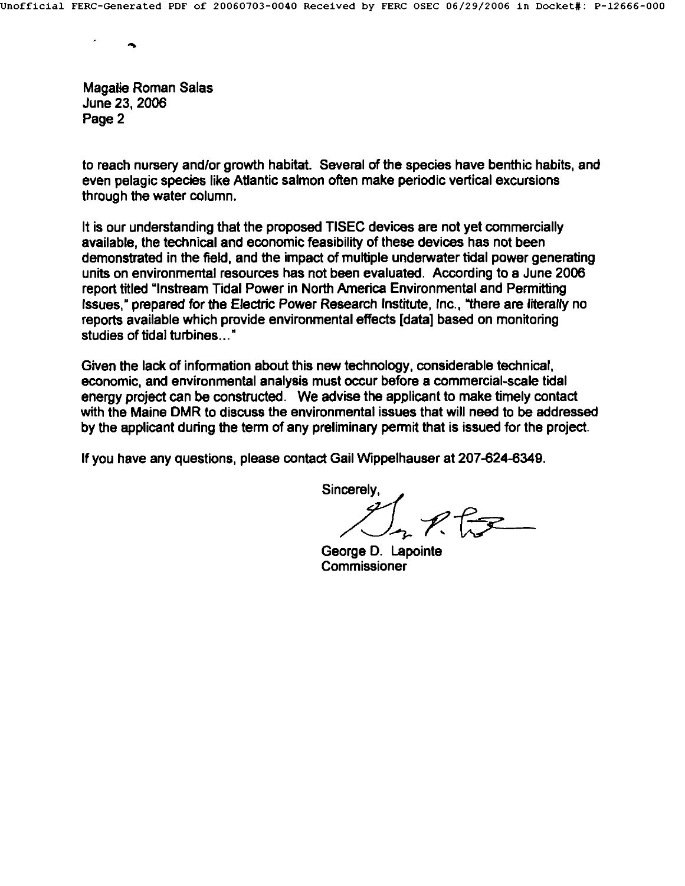Magalie Roman Salas
June 23, 2006
Page 2

to reach nursery and/or growth habitat. Several of the species have benthic habits, and even pelagic species like Atlantic salmon often make periodic vertical excursions through the water column.

It is our understanding that the proposed TISEC devices are not yet commercially available, the technical and economic feasibility of these devices has not been demonstrated in the field, and the impact of multiple underwater tidal power generating units on environmental resources has not been evaluated. According to a June 2006 report titled "Instream Tidal Power in North America Environmental and Permitting Issues," prepared for the Electric Power Research Institute, Inc., "there are literally no reports available which provide environmental effects [data] based on monitoring studies of tidal turbines..."

Given the lack of information about this new technology, considerable technical, economic, and environmental analysis must occur before a commercial-scale tidal energy project can be constructed. We advise the applicant to make timely contact with the Maine DMR to discuss the environmental issues that will need to be addressed by the applicant during the term of any preliminary permit that is issued for the project.

If you have any questions, please contact Gail Wippelhauser at 207-624-6349.

Sincerely,

George D. Lapointe
Commissioner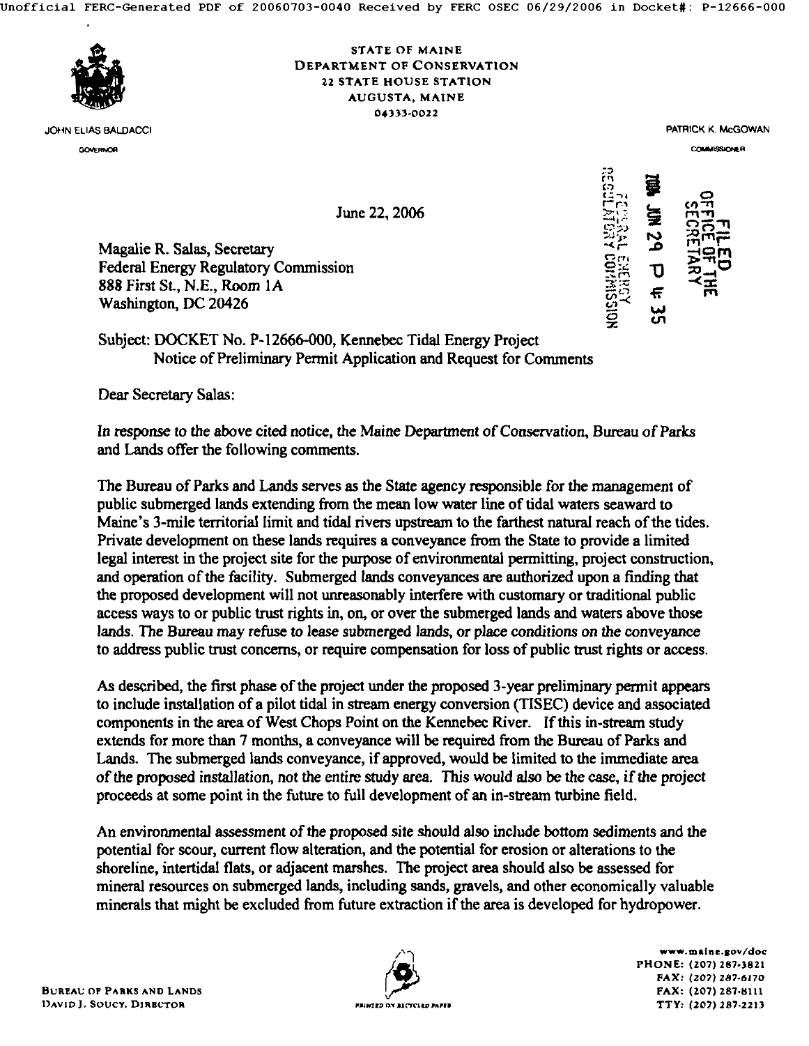STATE OF MAINE
DEPARTMENT OF CONSERVATION
22 STATE HOUSE STATION
AUGUSTA, MAINE
04333-0022

JOHN ELIAS BALDACCI
GOVERNOR

PATRICK K. McGOWAN
COMMISSIONER

FILED
OFFICE OF THE
SECRETARY
2006 JUN 29 P 4: 35
FEDERAL ENERGY
REGULATORY COMMISSION

June 22, 2006

Magalie R. Salas, Secretary
Federal Energy Regulatory Commission
888 First St., N.E., Room 1A
Washington, DC 20426

Subject: DOCKET No. P-12666-000, Kennebec Tidal Energy Project
Notice of Preliminary Permit Application and Request for Comments

Dear Secretary Salas:

In response to the above cited notice, the Maine Department of Conservation, Bureau of Parks and Lands offer the following comments.

The Bureau of Parks and Lands serves as the State agency responsible for the management of public submerged lands extending from the mean low water line of tidal waters seaward to Maine's 3-mile territorial limit and tidal rivers upstream to the farthest natural reach of the tides. Private development on these lands requires a conveyance from the State to provide a limited legal interest in the project site for the purpose of environmental permitting, project construction, and operation of the facility. Submerged lands conveyances are authorized upon a finding that the proposed development will not unreasonably interfere with customary or traditional public access ways to or public trust rights in, on, or over the submerged lands and waters above those lands. The Bureau may refuse to lease submerged lands, or place conditions on the conveyance to address public trust concerns, or require compensation for loss of public trust rights or access.

As described, the first phase of the project under the proposed 3-year preliminary permit appears to include installation of a pilot tidal in stream energy conversion (TISEC) device and associated components in the area of West Chops Point on the Kennebec River. If this in-stream study extends for more than 7 months, a conveyance will be required from the Bureau of Parks and Lands. The submerged lands conveyance, if approved, would be limited to the immediate area of the proposed installation, not the entire study area. This would also be the case, if the project proceeds at some point in the future to full development of an in-stream turbine field.

An environmental assessment of the proposed site should also include bottom sediments and the potential for scour, current flow alteration, and the potential for erosion or alterations to the shoreline, intertidal flats, or adjacent marshes. The project area should also be assessed for mineral resources on submerged lands, including sands, gravels, and other economically valuable minerals that might be excluded from future extraction if the area is developed for hydropower.

BUREAU OF PARKS AND LANDS
DAVID J. SOUCY, DIRECTOR

PRINTED ON RECYCLED PAPER

www.maine.gov/doc
PHONE: (207) 287-3821
FAX: (207) 287-6170
FAX: (207) 287-8111
TTY: (207) 287-2213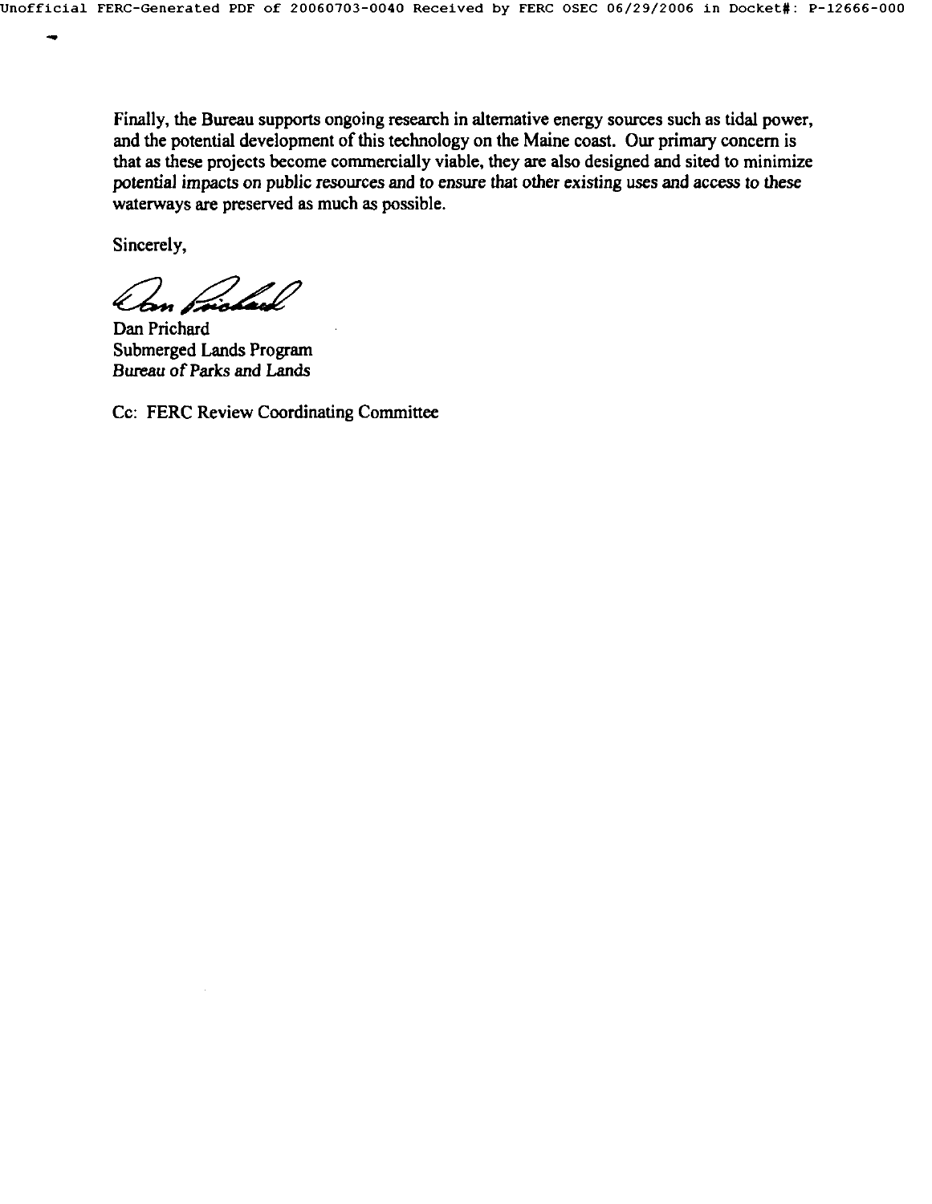Finally, the Bureau supports ongoing research in alternative energy sources such as tidal power, and the potential development of this technology on the Maine coast. Our primary concern is that as these projects become commercially viable, they are also designed and sited to minimize potential impacts on public resources and to ensure that other existing uses and access to these waterways are preserved as much as possible.

Sincerely,

Dan Prichard
Submerged Lands Program
*Bureau of Parks and Lands*

Cc: FERC Review Coordinating Committee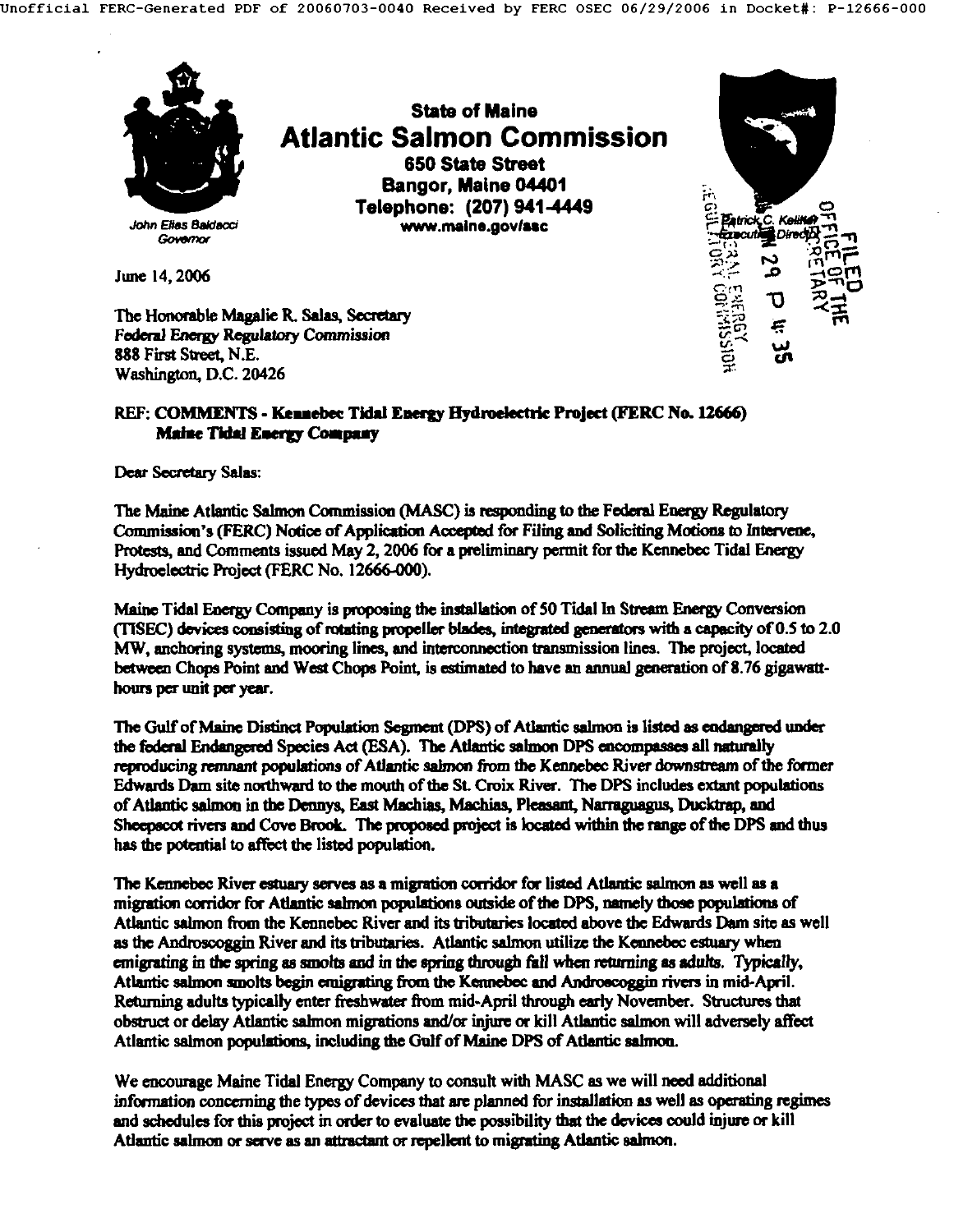State of Maine
# Atlantic Salmon Commission
**650 State Street**
**Bangor, Maine 04401**
**Telephone: (207) 941-4449**
www.maine.gov/asc

*John Elias Baldacci*
*Governor*

Patrick C. Keliher
Executive Director

June 14, 2006

The Honorable Magalie R. Salas, Secretary
*Federal Energy Regulatory Commission*
888 First Street, N.E.
Washington, D.C. 20426

**REF: COMMENTS - Kennebec Tidal Energy Hydroelectric Project (FERC No. 12666)**
**Maine Tidal Energy Company**

Dear Secretary Salas:

The Maine Atlantic Salmon Commission (MASC) is responding to the Federal Energy Regulatory Commission's (FERC) Notice of Application Accepted for Filing and Soliciting Motions to Intervene, Protests, and Comments issued May 2, 2006 for a preliminary permit for the Kennebec Tidal Energy Hydroelectric Project (FERC No. 12666-000).

Maine Tidal Energy Company is proposing the installation of 50 Tidal In Stream Energy Conversion (TISEC) devices consisting of rotating propeller blades, integrated generators with a capacity of 0.5 to 2.0 MW, anchoring systems, mooring lines, and interconnection transmission lines. The project, located between Chops Point and West Chops Point, is estimated to have an annual generation of 8.76 gigawatt-hours per unit per year.

The Gulf of Maine Distinct Population Segment (DPS) of Atlantic salmon is listed as endangered under the federal Endangered Species Act (ESA). The Atlantic salmon DPS encompasses all naturally reproducing remnant populations of Atlantic salmon from the Kennebec River downstream of the former Edwards Dam site northward to the mouth of the St. Croix River. The DPS includes extant populations of Atlantic salmon in the Dennys, East Machias, Machias, Pleasant, Narraguagus, Ducktrap, and Sheepscot rivers and Cove Brook. The proposed project is located within the range of the DPS and thus has the potential to affect the listed population.

The Kennebec River estuary serves as a migration corridor for listed Atlantic salmon as well as a migration corridor for Atlantic salmon populations outside of the DPS, namely those populations of Atlantic salmon from the Kennebec River and its tributaries located above the Edwards Dam site as well as the Androscoggin River and its tributaries. Atlantic salmon utilize the Kennebec estuary when emigrating in the spring as smolts and in the spring through fall when returning as adults. Typically, Atlantic salmon smolts begin emigrating from the Kennebec and Androscoggin rivers in mid-April. Returning adults typically enter freshwater from mid-April through early November. Structures that obstruct or delay Atlantic salmon migrations and/or injure or kill Atlantic salmon will adversely affect Atlantic salmon populations, including the Gulf of Maine DPS of Atlantic salmon.

We encourage Maine Tidal Energy Company to consult with MASC as we will need additional information concerning the types of devices that are planned for installation as well as operating regimes and schedules for this project in order to evaluate the possibility that the devices could injure or kill Atlantic salmon or serve as an attractant or repellent to migrating Atlantic salmon.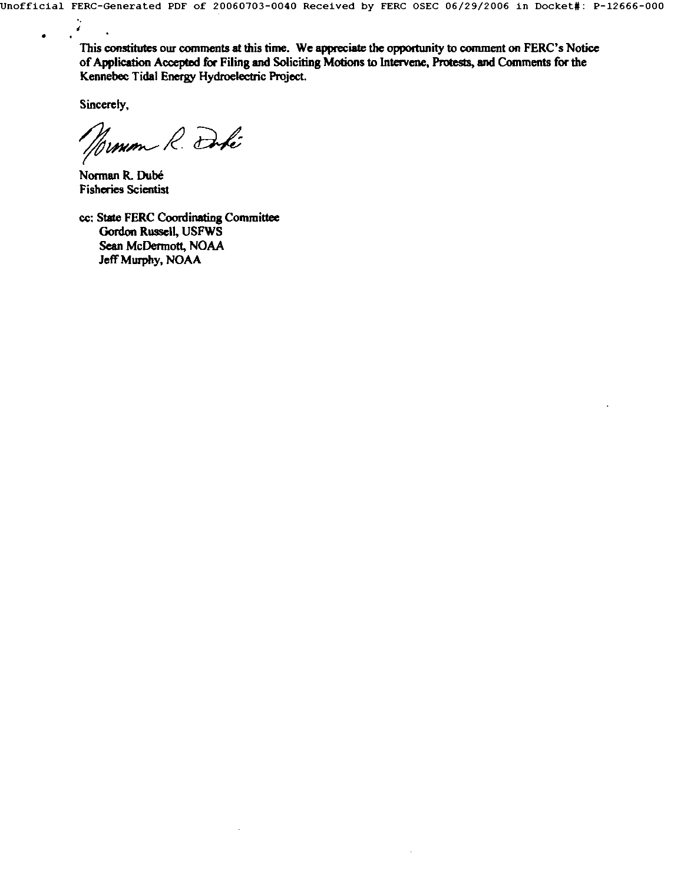This constitutes our comments at this time. We appreciate the opportunity to comment on FERC's Notice of Application Accepted for Filing and Soliciting Motions to Intervene, Protests, and Comments for the Kennebec Tidal Energy Hydroelectric Project.

Sincerely,

Norman R. Dubé

Norman R. Dubé
Fisheries Scientist

cc: State FERC Coordinating Committee
Gordon Russell, USFWS
Sean McDermott, NOAA
Jeff Murphy, NOAA